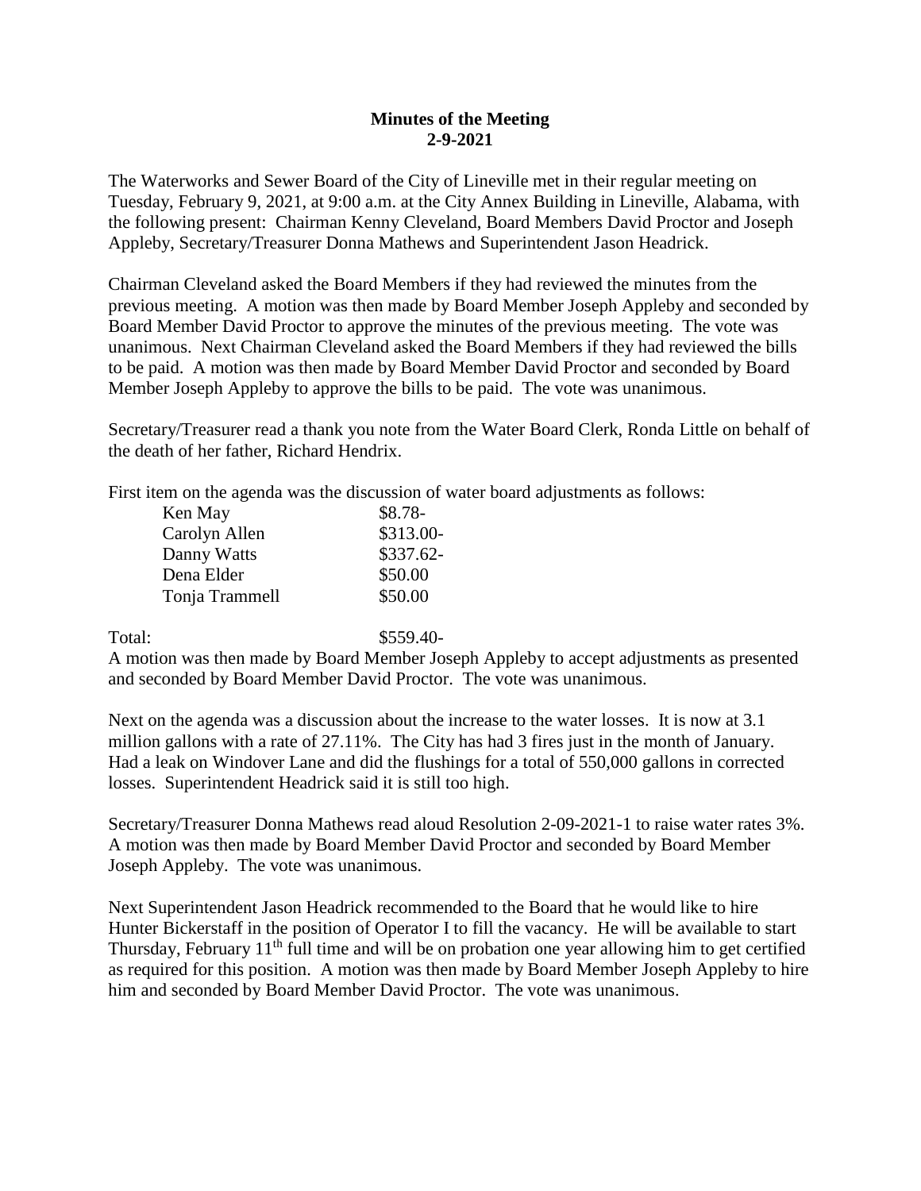**Minutes of the Meeting**
**2-9-2021**

The Waterworks and Sewer Board of the City of Lineville met in their regular meeting on Tuesday, February 9, 2021, at 9:00 a.m. at the City Annex Building in Lineville, Alabama, with the following present: Chairman Kenny Cleveland, Board Members David Proctor and Joseph Appleby, Secretary/Treasurer Donna Mathews and Superintendent Jason Headrick.

Chairman Cleveland asked the Board Members if they had reviewed the minutes from the previous meeting. A motion was then made by Board Member Joseph Appleby and seconded by Board Member David Proctor to approve the minutes of the previous meeting. The vote was unanimous. Next Chairman Cleveland asked the Board Members if they had reviewed the bills to be paid. A motion was then made by Board Member David Proctor and seconded by Board Member Joseph Appleby to approve the bills to be paid. The vote was unanimous.

Secretary/Treasurer read a thank you note from the Water Board Clerk, Ronda Little on behalf of the death of her father, Richard Hendrix.

First item on the agenda was the discussion of water board adjustments as follows:

| | |
|---|---|
| Ken May | $8.78- |
| Carolyn Allen | $313.00- |
| Danny Watts | $337.62- |
| Dena Elder | $50.00 |
| Tonja Trammell | $50.00 |
| Total: | $559.40- |

A motion was then made by Board Member Joseph Appleby to accept adjustments as presented and seconded by Board Member David Proctor. The vote was unanimous.

Next on the agenda was a discussion about the increase to the water losses. It is now at 3.1 million gallons with a rate of 27.11%. The City has had 3 fires just in the month of January. Had a leak on Windover Lane and did the flushings for a total of 550,000 gallons in corrected losses. Superintendent Headrick said it is still too high.

Secretary/Treasurer Donna Mathews read aloud Resolution 2-09-2021-1 to raise water rates 3%. A motion was then made by Board Member David Proctor and seconded by Board Member Joseph Appleby. The vote was unanimous.

Next Superintendent Jason Headrick recommended to the Board that he would like to hire Hunter Bickerstaff in the position of Operator I to fill the vacancy. He will be available to start Thursday, February 11th full time and will be on probation one year allowing him to get certified as required for this position. A motion was then made by Board Member Joseph Appleby to hire him and seconded by Board Member David Proctor. The vote was unanimous.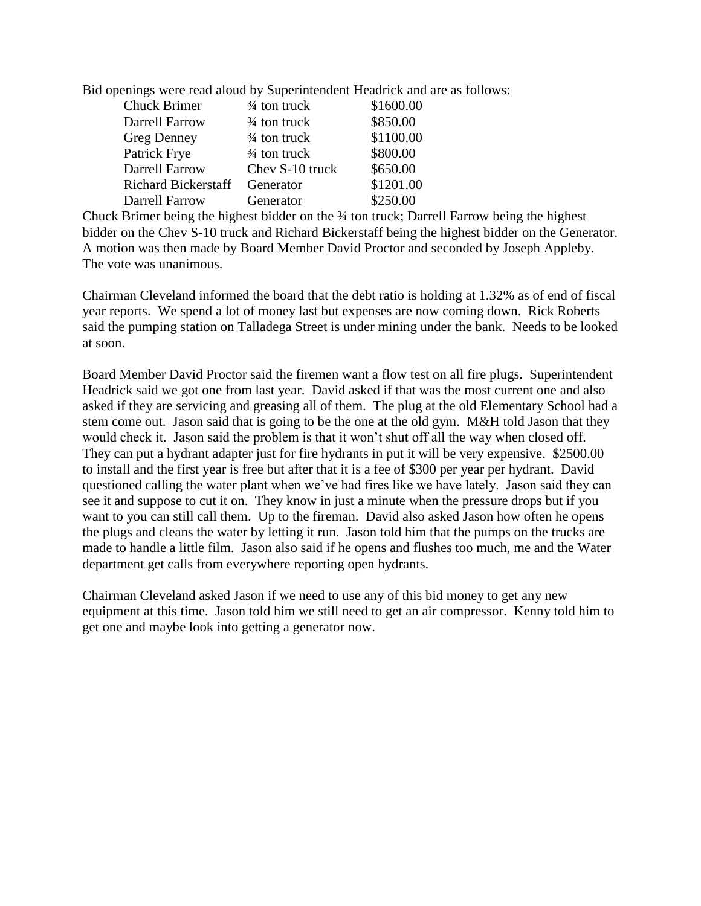Bid openings were read aloud by Superintendent Headrick and are as follows:

| | | |
|---|---|---|
| Chuck Brimer | ¾ ton truck | $1600.00 |
| Darrell Farrow | ¾ ton truck | $850.00 |
| Greg Denney | ¾ ton truck | $1100.00 |
| Patrick Frye | ¾ ton truck | $800.00 |
| Darrell Farrow | Chev S-10 truck | $650.00 |
| Richard Bickerstaff | Generator | $1201.00 |
| Darrell Farrow | Generator | $250.00 |

Chuck Brimer being the highest bidder on the ¾ ton truck; Darrell Farrow being the highest bidder on the Chev S-10 truck and Richard Bickerstaff being the highest bidder on the Generator. A motion was then made by Board Member David Proctor and seconded by Joseph Appleby. The vote was unanimous.

Chairman Cleveland informed the board that the debt ratio is holding at 1.32% as of end of fiscal year reports. We spend a lot of money last but expenses are now coming down. Rick Roberts said the pumping station on Talladega Street is under mining under the bank. Needs to be looked at soon.

Board Member David Proctor said the firemen want a flow test on all fire plugs. Superintendent Headrick said we got one from last year. David asked if that was the most current one and also asked if they are servicing and greasing all of them. The plug at the old Elementary School had a stem come out. Jason said that is going to be the one at the old gym. M&H told Jason that they would check it. Jason said the problem is that it won't shut off all the way when closed off. They can put a hydrant adapter just for fire hydrants in put it will be very expensive. $2500.00 to install and the first year is free but after that it is a fee of $300 per year per hydrant. David questioned calling the water plant when we've had fires like we have lately. Jason said they can see it and suppose to cut it on. They know in just a minute when the pressure drops but if you want to you can still call them. Up to the fireman. David also asked Jason how often he opens the plugs and cleans the water by letting it run. Jason told him that the pumps on the trucks are made to handle a little film. Jason also said if he opens and flushes too much, me and the Water department get calls from everywhere reporting open hydrants.

Chairman Cleveland asked Jason if we need to use any of this bid money to get any new equipment at this time. Jason told him we still need to get an air compressor. Kenny told him to get one and maybe look into getting a generator now.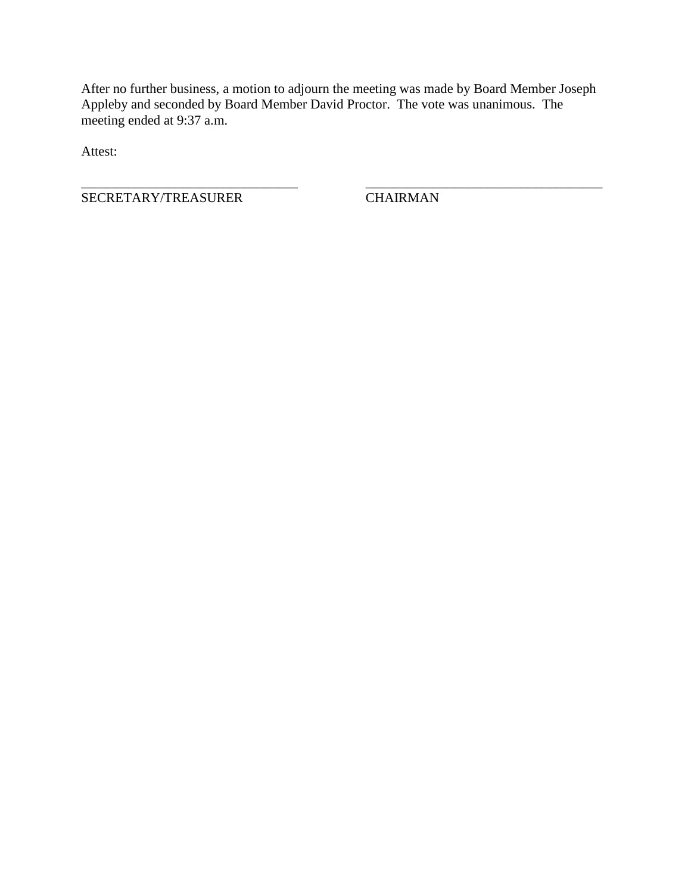After no further business, a motion to adjourn the meeting was made by Board Member Joseph Appleby and seconded by Board Member David Proctor.  The vote was unanimous.  The meeting ended at 9:37 a.m.

Attest:

| | |
|---|---|
| _________________________________ | ____________________________________ |
| SECRETARY/TREASURER | CHAIRMAN |